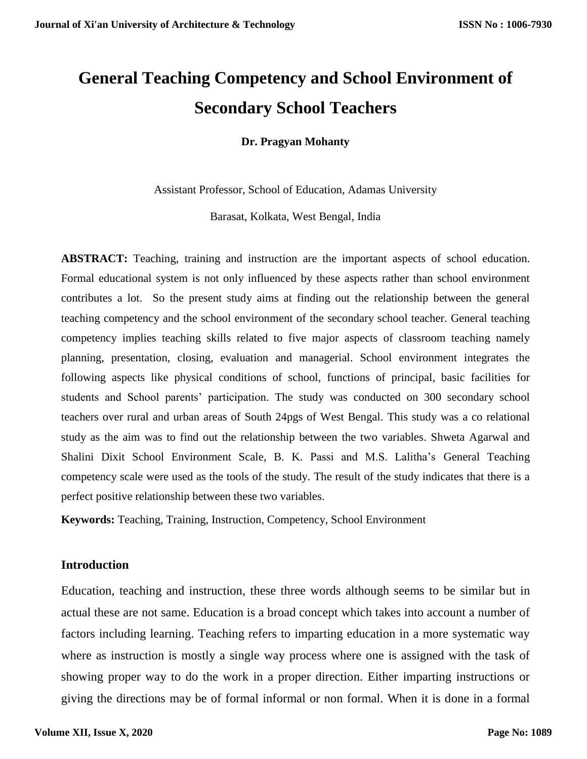# General Teaching Competency and School Environment of Secondary School Teachers

**Dr. Pragyan Mohanty**

Assistant Professor, School of Education, Adamas University

Barasat, Kolkata, West Bengal, India

**ABSTRACT:** Teaching, training and instruction are the important aspects of school education. Formal educational system is not only influenced by these aspects rather than school environment contributes a lot. So the present study aims at finding out the relationship between the general teaching competency and the school environment of the secondary school teacher. General teaching competency implies teaching skills related to five major aspects of classroom teaching namely planning, presentation, closing, evaluation and managerial. School environment integrates the following aspects like physical conditions of school, functions of principal, basic facilities for students and School parents' participation. The study was conducted on 300 secondary school teachers over rural and urban areas of South 24pgs of West Bengal. This study was a co relational study as the aim was to find out the relationship between the two variables. Shweta Agarwal and Shalini Dixit School Environment Scale, B. K. Passi and M.S. Lalitha's General Teaching competency scale were used as the tools of the study. The result of the study indicates that there is a perfect positive relationship between these two variables.

**Keywords:** Teaching, Training, Instruction, Competency, School Environment

## Introduction

Education, teaching and instruction, these three words although seems to be similar but in actual these are not same. Education is a broad concept which takes into account a number of factors including learning. Teaching refers to imparting education in a more systematic way where as instruction is mostly a single way process where one is assigned with the task of showing proper way to do the work in a proper direction. Either imparting instructions or giving the directions may be of formal informal or non formal. When it is done in a formal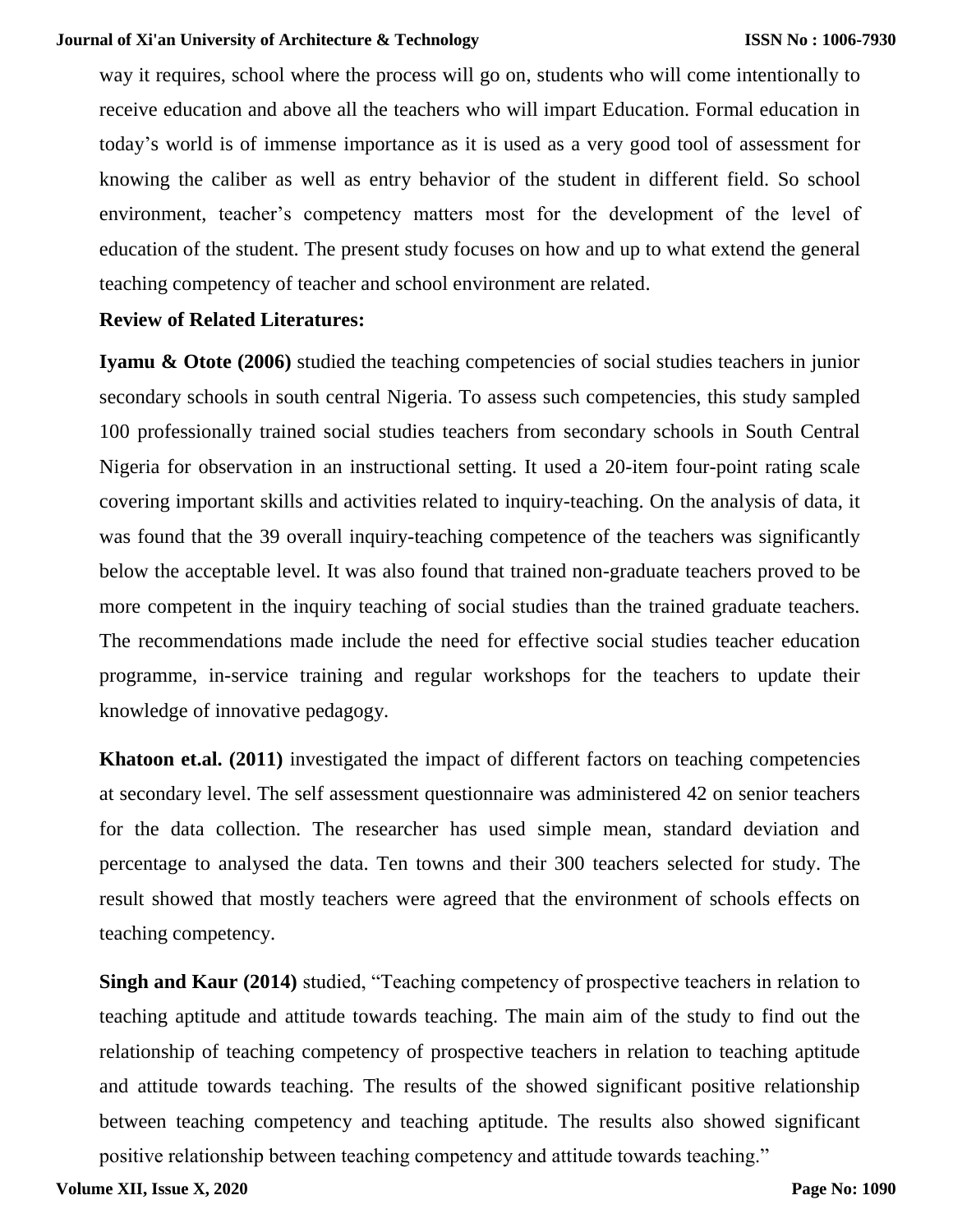way it requires, school where the process will go on, students who will come intentionally to receive education and above all the teachers who will impart Education. Formal education in today's world is of immense importance as it is used as a very good tool of assessment for knowing the caliber as well as entry behavior of the student in different field. So school environment, teacher's competency matters most for the development of the level of education of the student. The present study focuses on how and up to what extend the general teaching competency of teacher and school environment are related.

**Review of Related Literatures:**

**Iyamu & Otote (2006)** studied the teaching competencies of social studies teachers in junior secondary schools in south central Nigeria. To assess such competencies, this study sampled 100 professionally trained social studies teachers from secondary schools in South Central Nigeria for observation in an instructional setting. It used a 20-item four-point rating scale covering important skills and activities related to inquiry-teaching. On the analysis of data, it was found that the 39 overall inquiry-teaching competence of the teachers was significantly below the acceptable level. It was also found that trained non-graduate teachers proved to be more competent in the inquiry teaching of social studies than the trained graduate teachers. The recommendations made include the need for effective social studies teacher education programme, in-service training and regular workshops for the teachers to update their knowledge of innovative pedagogy.

**Khatoon et.al. (2011)** investigated the impact of different factors on teaching competencies at secondary level. The self assessment questionnaire was administered 42 on senior teachers for the data collection. The researcher has used simple mean, standard deviation and percentage to analysed the data. Ten towns and their 300 teachers selected for study. The result showed that mostly teachers were agreed that the environment of schools effects on teaching competency.

**Singh and Kaur (2014)** studied, "Teaching competency of prospective teachers in relation to teaching aptitude and attitude towards teaching. The main aim of the study to find out the relationship of teaching competency of prospective teachers in relation to teaching aptitude and attitude towards teaching. The results of the showed significant positive relationship between teaching competency and teaching aptitude. The results also showed significant positive relationship between teaching competency and attitude towards teaching."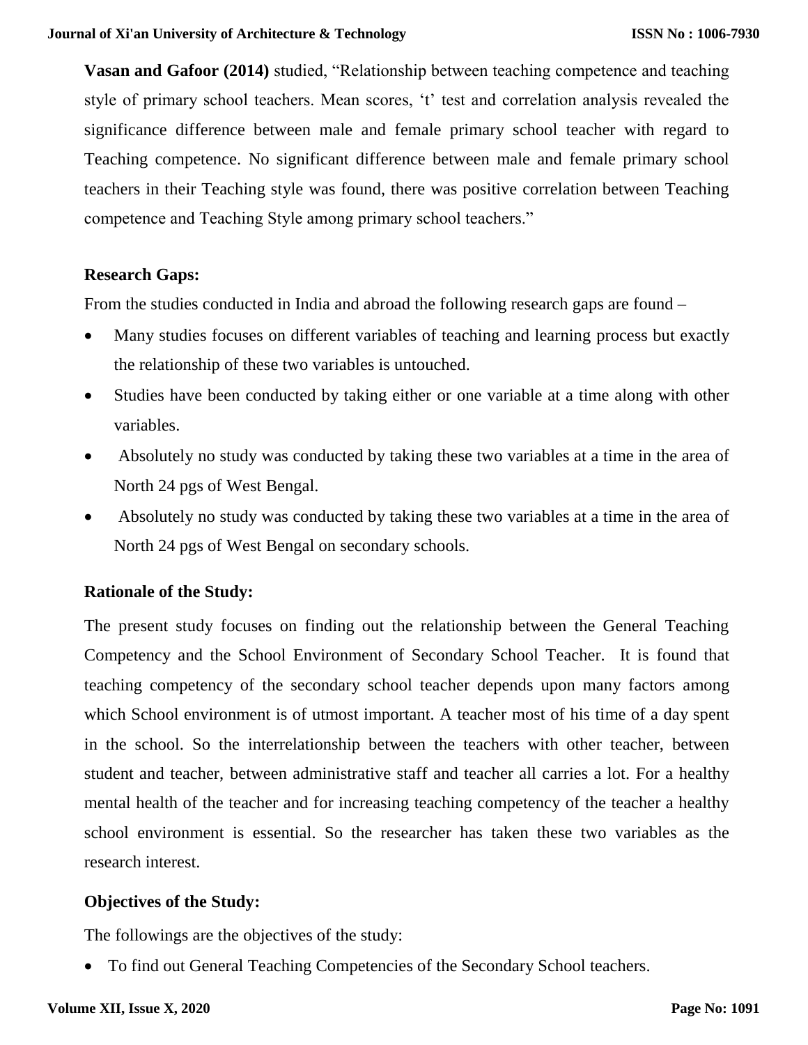**Vasan and Gafoor (2014)** studied, "Relationship between teaching competence and teaching style of primary school teachers. Mean scores, 't' test and correlation analysis revealed the significance difference between male and female primary school teacher with regard to Teaching competence. No significant difference between male and female primary school teachers in their Teaching style was found, there was positive correlation between Teaching competence and Teaching Style among primary school teachers."

**Research Gaps:**

From the studies conducted in India and abroad the following research gaps are found –

- Many studies focuses on different variables of teaching and learning process but exactly the relationship of these two variables is untouched.
- Studies have been conducted by taking either or one variable at a time along with other variables.
- Absolutely no study was conducted by taking these two variables at a time in the area of North 24 pgs of West Bengal.
- Absolutely no study was conducted by taking these two variables at a time in the area of North 24 pgs of West Bengal on secondary schools.

**Rationale of the Study:**

The present study focuses on finding out the relationship between the General Teaching Competency and the School Environment of Secondary School Teacher. It is found that teaching competency of the secondary school teacher depends upon many factors among which School environment is of utmost important. A teacher most of his time of a day spent in the school. So the interrelationship between the teachers with other teacher, between student and teacher, between administrative staff and teacher all carries a lot. For a healthy mental health of the teacher and for increasing teaching competency of the teacher a healthy school environment is essential. So the researcher has taken these two variables as the research interest.

**Objectives of the Study:**

The followings are the objectives of the study:

- To find out General Teaching Competencies of the Secondary School teachers.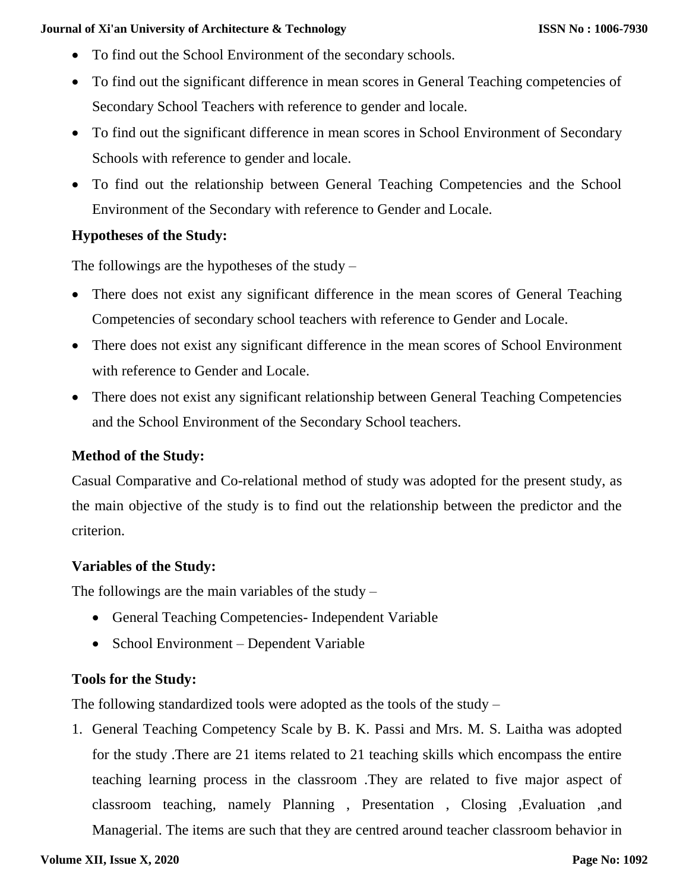- To find out the School Environment of the secondary schools.
- To find out the significant difference in mean scores in General Teaching competencies of Secondary School Teachers with reference to gender and locale.
- To find out the significant difference in mean scores in School Environment of Secondary Schools with reference to gender and locale.
- To find out the relationship between General Teaching Competencies and the School Environment of the Secondary with reference to Gender and Locale.

**Hypotheses of the Study:**

The followings are the hypotheses of the study –

- There does not exist any significant difference in the mean scores of General Teaching Competencies of secondary school teachers with reference to Gender and Locale.
- There does not exist any significant difference in the mean scores of School Environment with reference to Gender and Locale.
- There does not exist any significant relationship between General Teaching Competencies and the School Environment of the Secondary School teachers.

**Method of the Study:**

Casual Comparative and Co-relational method of study was adopted for the present study, as the main objective of the study is to find out the relationship between the predictor and the criterion.

**Variables of the Study:**

The followings are the main variables of the study –

- General Teaching Competencies- Independent Variable
- School Environment – Dependent Variable

**Tools for the Study:**

The following standardized tools were adopted as the tools of the study –

1. General Teaching Competency Scale by B. K. Passi and Mrs. M. S. Laitha was adopted for the study .There are 21 items related to 21 teaching skills which encompass the entire teaching learning process in the classroom .They are related to five major aspect of classroom teaching, namely Planning , Presentation , Closing ,Evaluation ,and Managerial. The items are such that they are centred around teacher classroom behavior in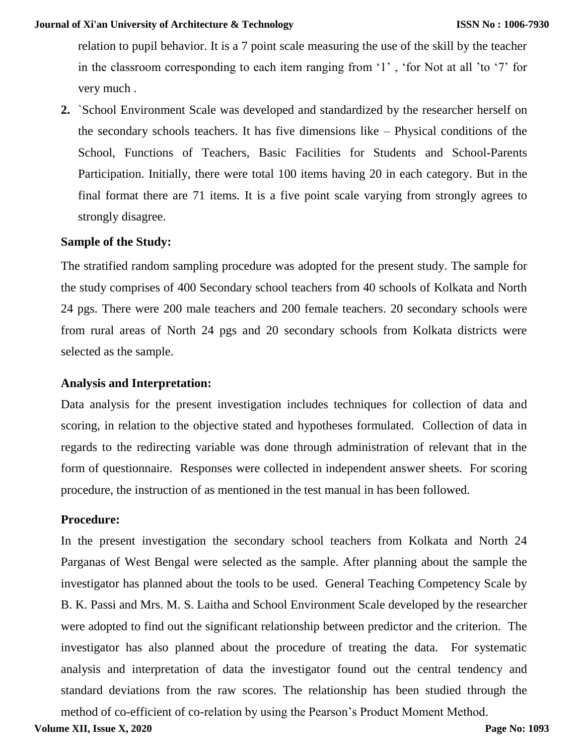relation to pupil behavior. It is a 7 point scale measuring the use of the skill by the teacher in the classroom corresponding to each item ranging from '1' , 'for Not at all 'to '7' for very much .

2. `School Environment Scale was developed and standardized by the researcher herself on the secondary schools teachers. It has five dimensions like – Physical conditions of the School, Functions of Teachers, Basic Facilities for Students and School-Parents Participation. Initially, there were total 100 items having 20 in each category. But in the final format there are 71 items. It is a five point scale varying from strongly agrees to strongly disagree.

**Sample of the Study:**

The stratified random sampling procedure was adopted for the present study. The sample for the study comprises of 400 Secondary school teachers from 40 schools of Kolkata and North 24 pgs. There were 200 male teachers and 200 female teachers. 20 secondary schools were from rural areas of North 24 pgs and 20 secondary schools from Kolkata districts were selected as the sample.

**Analysis and Interpretation:**

Data analysis for the present investigation includes techniques for collection of data and scoring, in relation to the objective stated and hypotheses formulated. Collection of data in regards to the redirecting variable was done through administration of relevant that in the form of questionnaire. Responses were collected in independent answer sheets. For scoring procedure, the instruction of as mentioned in the test manual in has been followed.

**Procedure:**

In the present investigation the secondary school teachers from Kolkata and North 24 Parganas of West Bengal were selected as the sample. After planning about the sample the investigator has planned about the tools to be used. General Teaching Competency Scale by B. K. Passi and Mrs. M. S. Laitha and School Environment Scale developed by the researcher were adopted to find out the significant relationship between predictor and the criterion. The investigator has also planned about the procedure of treating the data. For systematic analysis and interpretation of data the investigator found out the central tendency and standard deviations from the raw scores. The relationship has been studied through the method of co-efficient of co-relation by using the Pearson's Product Moment Method.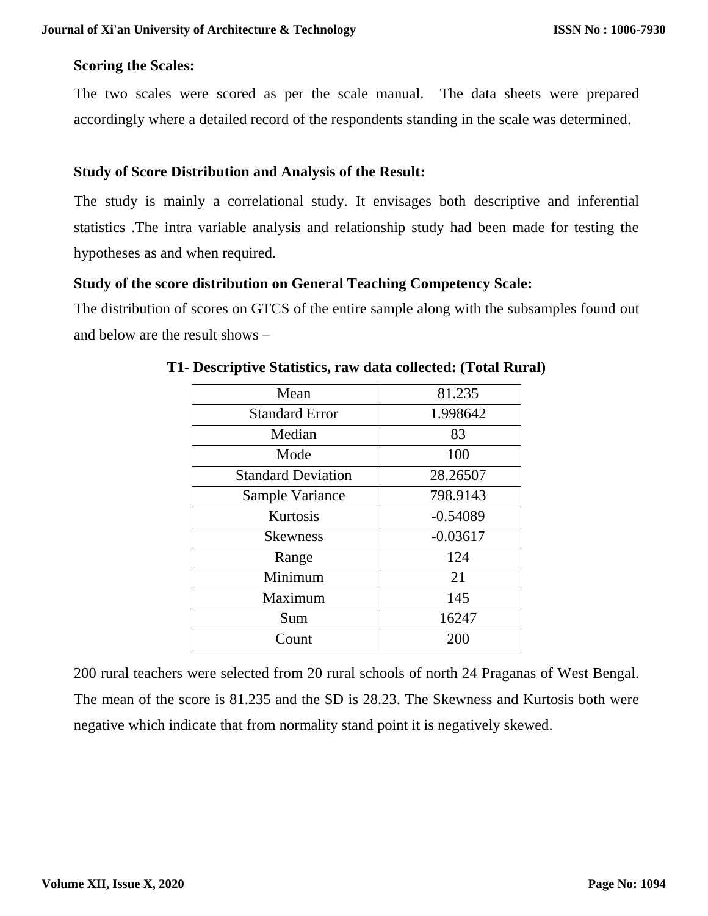**Scoring the Scales:**

The two scales were scored as per the scale manual. The data sheets were prepared accordingly where a detailed record of the respondents standing in the scale was determined.

**Study of Score Distribution and Analysis of the Result:**

The study is mainly a correlational study. It envisages both descriptive and inferential statistics .The intra variable analysis and relationship study had been made for testing the hypotheses as and when required.

**Study of the score distribution on General Teaching Competency Scale:**

The distribution of scores on GTCS of the entire sample along with the subsamples found out and below are the result shows –

**T1- Descriptive Statistics, raw data collected: (Total Rural)**

| Mean | 81.235 |
|---|---|
| Standard Error | 1.998642 |
| Median | 83 |
| Mode | 100 |
| Standard Deviation | 28.26507 |
| Sample Variance | 798.9143 |
| Kurtosis | -0.54089 |
| Skewness | -0.03617 |
| Range | 124 |
| Minimum | 21 |
| Maximum | 145 |
| Sum | 16247 |
| Count | 200 |

200 rural teachers were selected from 20 rural schools of north 24 Praganas of West Bengal. The mean of the score is 81.235 and the SD is 28.23. The Skewness and Kurtosis both were negative which indicate that from normality stand point it is negatively skewed.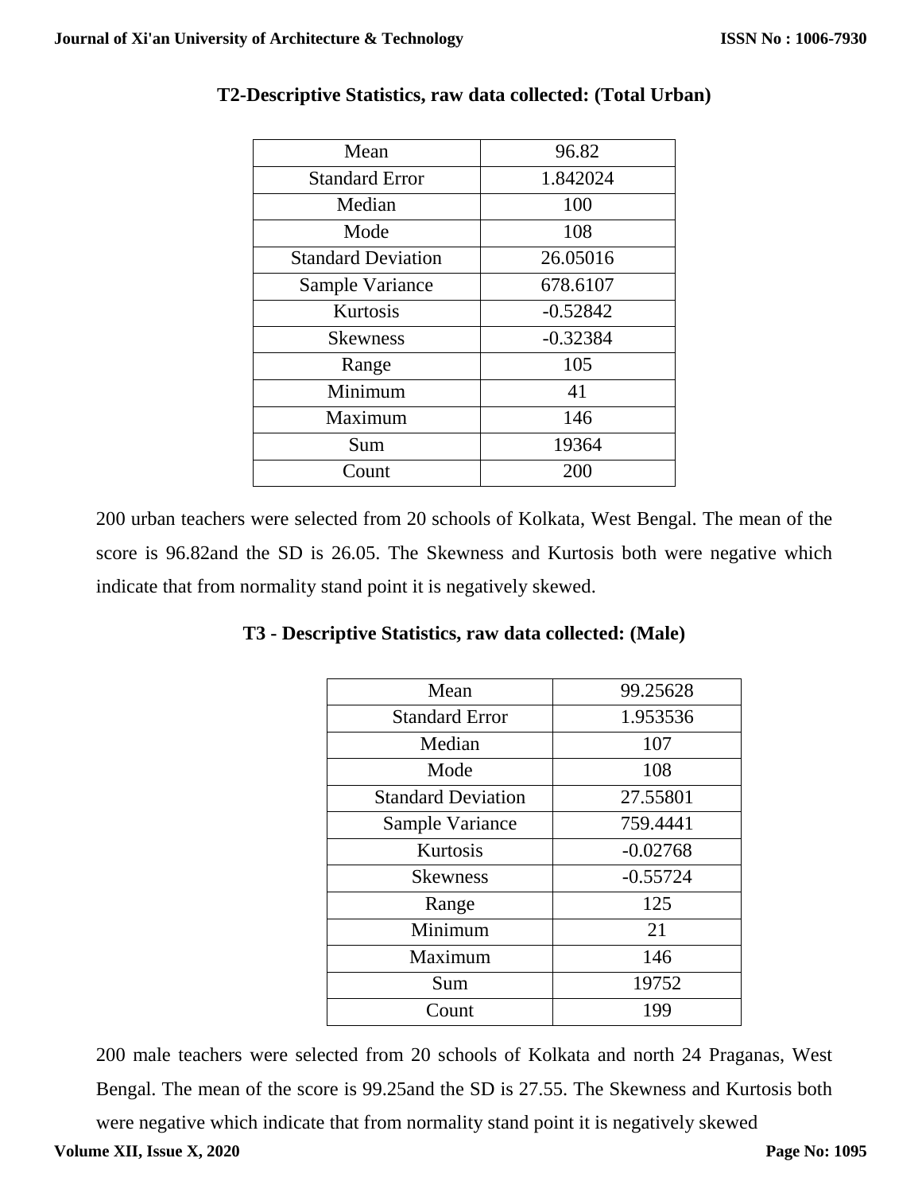### T2-Descriptive Statistics, raw data collected: (Total Urban)

| Mean | 96.82 |
|---|---|
| Standard Error | 1.842024 |
| Median | 100 |
| Mode | 108 |
| Standard Deviation | 26.05016 |
| Sample Variance | 678.6107 |
| Kurtosis | -0.52842 |
| Skewness | -0.32384 |
| Range | 105 |
| Minimum | 41 |
| Maximum | 146 |
| Sum | 19364 |
| Count | 200 |

200 urban teachers were selected from 20 schools of Kolkata, West Bengal. The mean of the score is 96.82and the SD is 26.05. The Skewness and Kurtosis both were negative which indicate that from normality stand point it is negatively skewed.

### T3 - Descriptive Statistics, raw data collected: (Male)

| Mean | 99.25628 |
|---|---|
| Standard Error | 1.953536 |
| Median | 107 |
| Mode | 108 |
| Standard Deviation | 27.55801 |
| Sample Variance | 759.4441 |
| Kurtosis | -0.02768 |
| Skewness | -0.55724 |
| Range | 125 |
| Minimum | 21 |
| Maximum | 146 |
| Sum | 19752 |
| Count | 199 |

200 male teachers were selected from 20 schools of Kolkata and north 24 Praganas, West Bengal. The mean of the score is 99.25and the SD is 27.55. The Skewness and Kurtosis both were negative which indicate that from normality stand point it is negatively skewed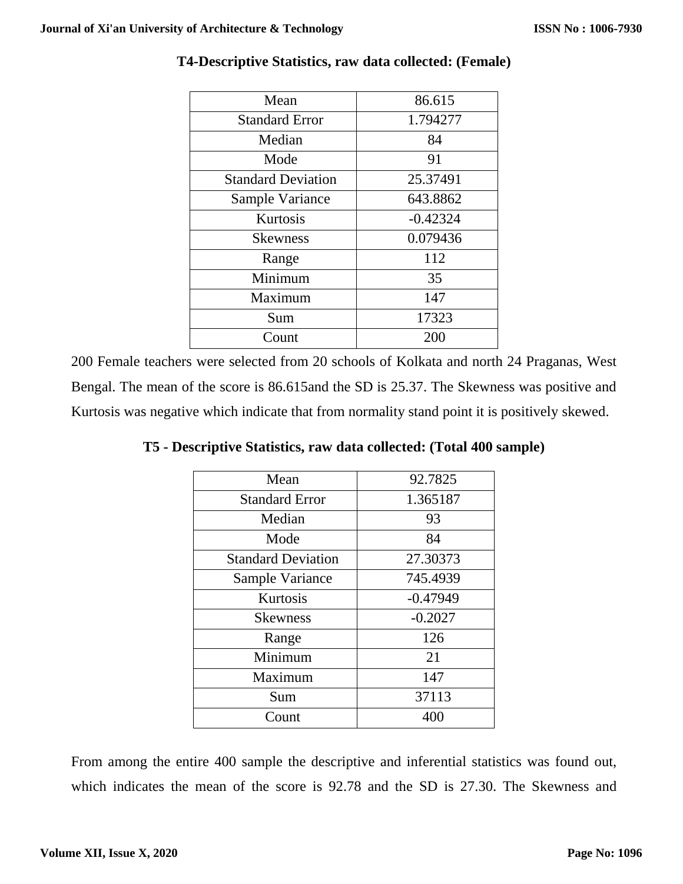**T4-Descriptive Statistics, raw data collected: (Female)**

| | |
|---|---|
| Mean | 86.615 |
| Standard Error | 1.794277 |
| Median | 84 |
| Mode | 91 |
| Standard Deviation | 25.37491 |
| Sample Variance | 643.8862 |
| Kurtosis | -0.42324 |
| Skewness | 0.079436 |
| Range | 112 |
| Minimum | 35 |
| Maximum | 147 |
| Sum | 17323 |
| Count | 200 |

200 Female teachers were selected from 20 schools of Kolkata and north 24 Praganas, West Bengal. The mean of the score is 86.615and the SD is 25.37. The Skewness was positive and Kurtosis was negative which indicate that from normality stand point it is positively skewed.

**T5 - Descriptive Statistics, raw data collected: (Total 400 sample)**

| | |
|---|---|
| Mean | 92.7825 |
| Standard Error | 1.365187 |
| Median | 93 |
| Mode | 84 |
| Standard Deviation | 27.30373 |
| Sample Variance | 745.4939 |
| Kurtosis | -0.47949 |
| Skewness | -0.2027 |
| Range | 126 |
| Minimum | 21 |
| Maximum | 147 |
| Sum | 37113 |
| Count | 400 |

From among the entire 400 sample the descriptive and inferential statistics was found out, which indicates the mean of the score is 92.78 and the SD is 27.30. The Skewness and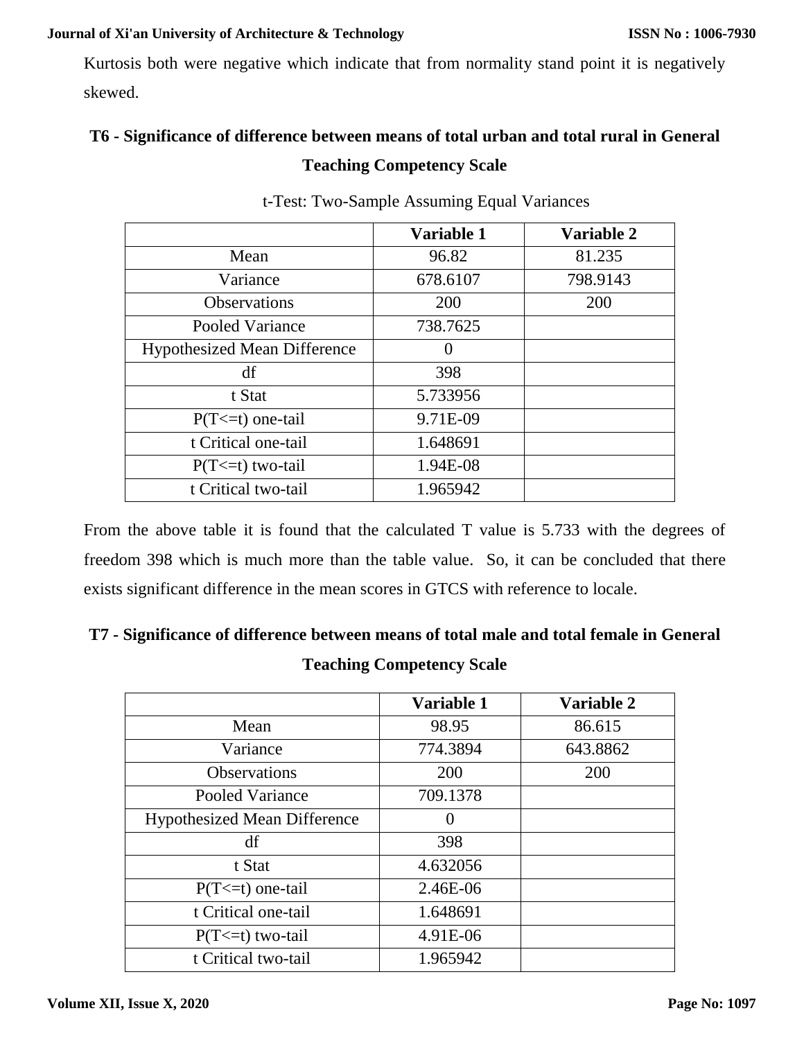Kurtosis both were negative which indicate that from normality stand point it is negatively skewed.

### T6 - Significance of difference between means of total urban and total rural in General Teaching Competency Scale

t-Test: Two-Sample Assuming Equal Variances

| | Variable 1 | Variable 2 |
|---|---|---|
| Mean | 96.82 | 81.235 |
| Variance | 678.6107 | 798.9143 |
| Observations | 200 | 200 |
| Pooled Variance | 738.7625 | |
| Hypothesized Mean Difference | 0 | |
| df | 398 | |
| t Stat | 5.733956 | |
| P(T<=t) one-tail | 9.71E-09 | |
| t Critical one-tail | 1.648691 | |
| P(T<=t) two-tail | 1.94E-08 | |
| t Critical two-tail | 1.965942 | |

From the above table it is found that the calculated T value is 5.733 with the degrees of freedom 398 which is much more than the table value. So, it can be concluded that there exists significant difference in the mean scores in GTCS with reference to locale.

### T7 - Significance of difference between means of total male and total female in General Teaching Competency Scale

| | Variable 1 | Variable 2 |
|---|---|---|
| Mean | 98.95 | 86.615 |
| Variance | 774.3894 | 643.8862 |
| Observations | 200 | 200 |
| Pooled Variance | 709.1378 | |
| Hypothesized Mean Difference | 0 | |
| df | 398 | |
| t Stat | 4.632056 | |
| P(T<=t) one-tail | 2.46E-06 | |
| t Critical one-tail | 1.648691 | |
| P(T<=t) two-tail | 4.91E-06 | |
| t Critical two-tail | 1.965942 | |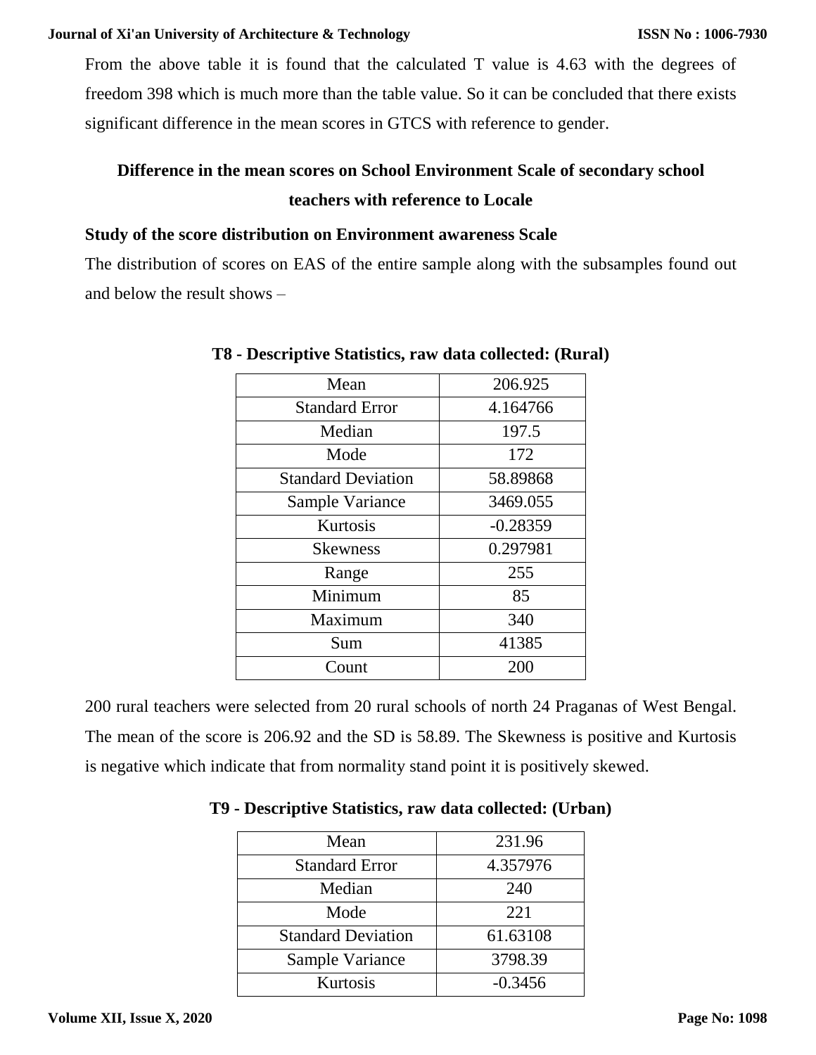From the above table it is found that the calculated T value is 4.63 with the degrees of freedom 398 which is much more than the table value. So it can be concluded that there exists significant difference in the mean scores in GTCS with reference to gender.

## Difference in the mean scores on School Environment Scale of secondary school teachers with reference to Locale

### Study of the score distribution on Environment awareness Scale

The distribution of scores on EAS of the entire sample along with the subsamples found out and below the result shows –

**T8 - Descriptive Statistics, raw data collected: (Rural)**

| | |
|---|---|
| Mean | 206.925 |
| Standard Error | 4.164766 |
| Median | 197.5 |
| Mode | 172 |
| Standard Deviation | 58.89868 |
| Sample Variance | 3469.055 |
| Kurtosis | -0.28359 |
| Skewness | 0.297981 |
| Range | 255 |
| Minimum | 85 |
| Maximum | 340 |
| Sum | 41385 |
| Count | 200 |

200 rural teachers were selected from 20 rural schools of north 24 Praganas of West Bengal. The mean of the score is 206.92 and the SD is 58.89. The Skewness is positive and Kurtosis is negative which indicate that from normality stand point it is positively skewed.

**T9 - Descriptive Statistics, raw data collected: (Urban)**

| | |
|---|---|
| Mean | 231.96 |
| Standard Error | 4.357976 |
| Median | 240 |
| Mode | 221 |
| Standard Deviation | 61.63108 |
| Sample Variance | 3798.39 |
| Kurtosis | -0.3456 |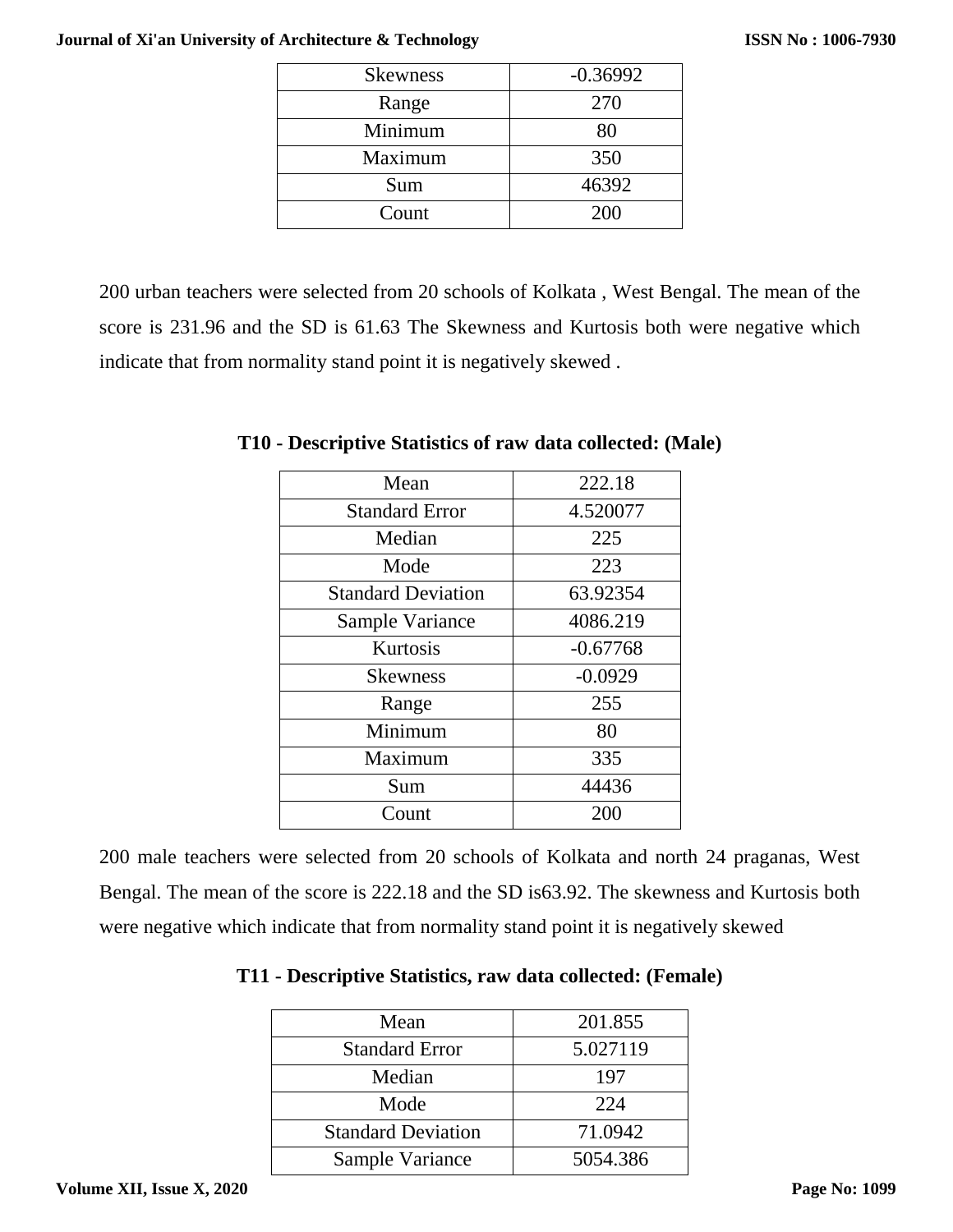| Skewness | -0.36992 |
|---|---|
| Range | 270 |
| Minimum | 80 |
| Maximum | 350 |
| Sum | 46392 |
| Count | 200 |

200 urban teachers were selected from 20 schools of Kolkata , West Bengal. The mean of the score is 231.96 and the SD is 61.63 The Skewness and Kurtosis both were negative which indicate that from normality stand point it is negatively skewed .

**T10 - Descriptive Statistics of raw data collected: (Male)**

| Mean | 222.18 |
|---|---|
| Standard Error | 4.520077 |
| Median | 225 |
| Mode | 223 |
| Standard Deviation | 63.92354 |
| Sample Variance | 4086.219 |
| Kurtosis | -0.67768 |
| Skewness | -0.0929 |
| Range | 255 |
| Minimum | 80 |
| Maximum | 335 |
| Sum | 44436 |
| Count | 200 |

200 male teachers were selected from 20 schools of Kolkata and north 24 praganas, West Bengal. The mean of the score is 222.18 and the SD is63.92. The skewness and Kurtosis both were negative which indicate that from normality stand point it is negatively skewed

**T11 - Descriptive Statistics, raw data collected: (Female)**

| Mean | 201.855 |
|---|---|
| Standard Error | 5.027119 |
| Median | 197 |
| Mode | 224 |
| Standard Deviation | 71.0942 |
| Sample Variance | 5054.386 |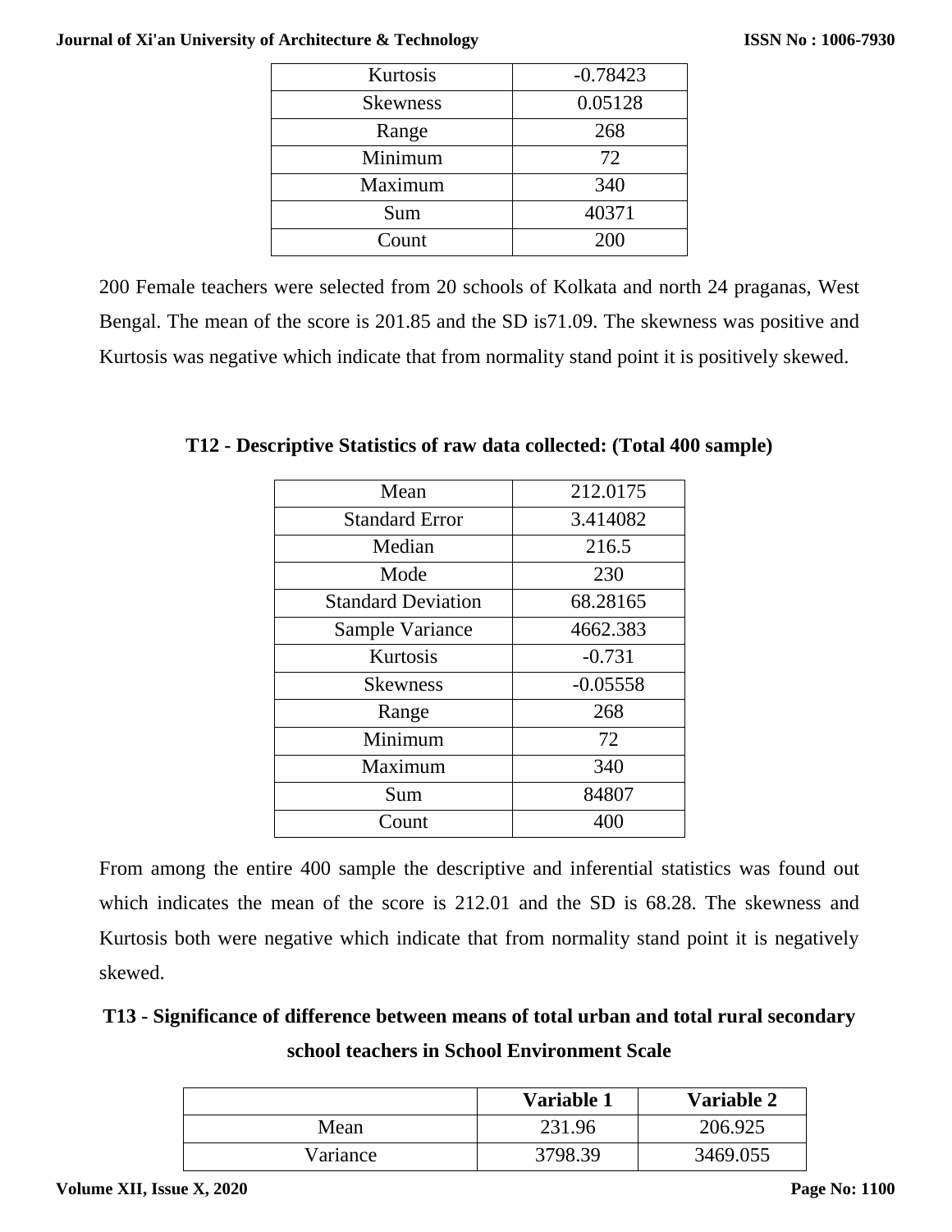| Kurtosis | -0.78423 |
|---|---|
| Skewness | 0.05128 |
| Range | 268 |
| Minimum | 72 |
| Maximum | 340 |
| Sum | 40371 |
| Count | 200 |

200 Female teachers were selected from 20 schools of Kolkata and north 24 praganas, West Bengal. The mean of the score is 201.85 and the SD is71.09. The skewness was positive and Kurtosis was negative which indicate that from normality stand point it is positively skewed.

**T12 - Descriptive Statistics of raw data collected: (Total 400 sample)**

| Mean | 212.0175 |
|---|---|
| Standard Error | 3.414082 |
| Median | 216.5 |
| Mode | 230 |
| Standard Deviation | 68.28165 |
| Sample Variance | 4662.383 |
| Kurtosis | -0.731 |
| Skewness | -0.05558 |
| Range | 268 |
| Minimum | 72 |
| Maximum | 340 |
| Sum | 84807 |
| Count | 400 |

From among the entire 400 sample the descriptive and inferential statistics was found out which indicates the mean of the score is 212.01 and the SD is 68.28. The skewness and Kurtosis both were negative which indicate that from normality stand point it is negatively skewed.

**T13 - Significance of difference between means of total urban and total rural secondary school teachers in School Environment Scale**

| | **Variable 1** | **Variable 2** |
|---|---|---|
| Mean | 231.96 | 206.925 |
| Variance | 3798.39 | 3469.055 |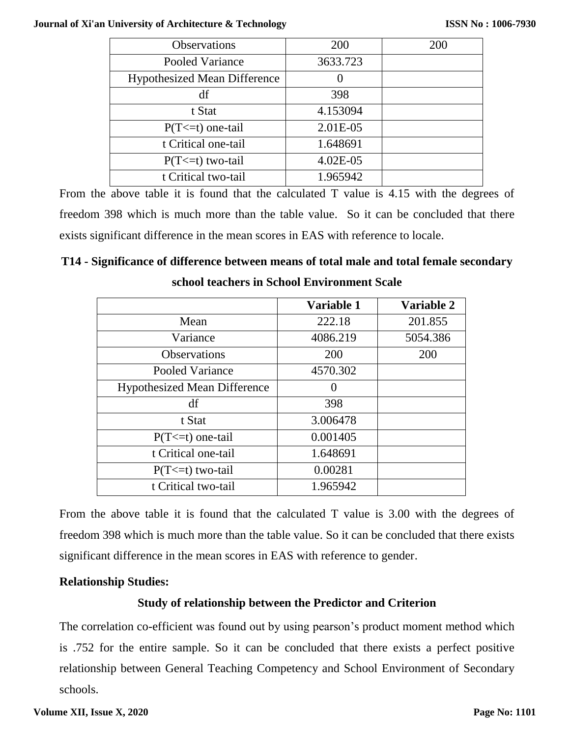| Observations | 200 | 200 |
|---|---|---|
| Pooled Variance | 3633.723 | |
| Hypothesized Mean Difference | 0 | |
| df | 398 | |
| t Stat | 4.153094 | |
| P(T<=t) one-tail | 2.01E-05 | |
| t Critical one-tail | 1.648691 | |
| P(T<=t) two-tail | 4.02E-05 | |
| t Critical two-tail | 1.965942 | |

From the above table it is found that the calculated T value is 4.15 with the degrees of freedom 398 which is much more than the table value. So it can be concluded that there exists significant difference in the mean scores in EAS with reference to locale.

**T14 - Significance of difference between means of total male and total female secondary school teachers in School Environment Scale**

| | **Variable 1** | **Variable 2** |
|---|---|---|
| Mean | 222.18 | 201.855 |
| Variance | 4086.219 | 5054.386 |
| Observations | 200 | 200 |
| Pooled Variance | 4570.302 | |
| Hypothesized Mean Difference | 0 | |
| df | 398 | |
| t Stat | 3.006478 | |
| P(T<=t) one-tail | 0.001405 | |
| t Critical one-tail | 1.648691 | |
| P(T<=t) two-tail | 0.00281 | |
| t Critical two-tail | 1.965942 | |

From the above table it is found that the calculated T value is 3.00 with the degrees of freedom 398 which is much more than the table value. So it can be concluded that there exists significant difference in the mean scores in EAS with reference to gender.

**Relationship Studies:**

**Study of relationship between the Predictor and Criterion**

The correlation co-efficient was found out by using pearson's product moment method which is .752 for the entire sample. So it can be concluded that there exists a perfect positive relationship between General Teaching Competency and School Environment of Secondary schools.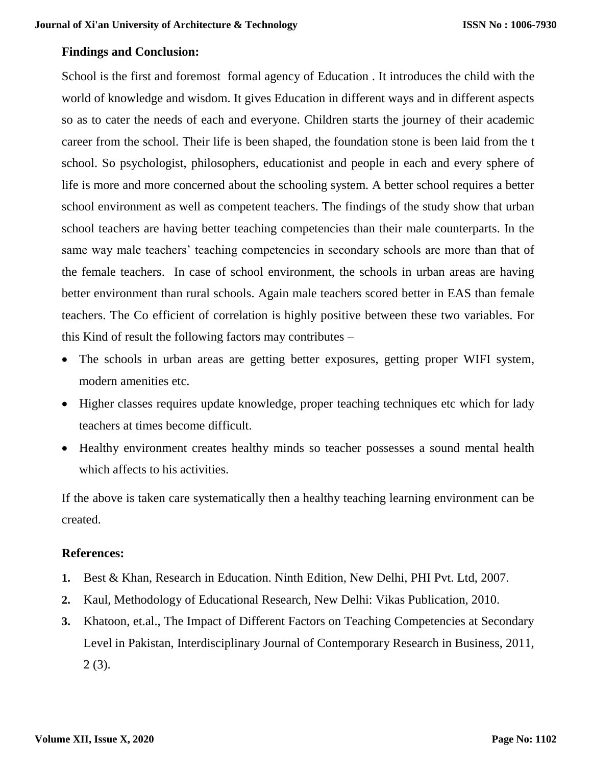## Findings and Conclusion:

School is the first and foremost formal agency of Education . It introduces the child with the world of knowledge and wisdom. It gives Education in different ways and in different aspects so as to cater the needs of each and everyone. Children starts the journey of their academic career from the school. Their life is been shaped, the foundation stone is been laid from the t school. So psychologist, philosophers, educationist and people in each and every sphere of life is more and more concerned about the schooling system. A better school requires a better school environment as well as competent teachers. The findings of the study show that urban school teachers are having better teaching competencies than their male counterparts. In the same way male teachers' teaching competencies in secondary schools are more than that of the female teachers. In case of school environment, the schools in urban areas are having better environment than rural schools. Again male teachers scored better in EAS than female teachers. The Co efficient of correlation is highly positive between these two variables. For this Kind of result the following factors may contributes –

- The schools in urban areas are getting better exposures, getting proper WIFI system, modern amenities etc.
- Higher classes requires update knowledge, proper teaching techniques etc which for lady teachers at times become difficult.
- Healthy environment creates healthy minds so teacher possesses a sound mental health which affects to his activities.

If the above is taken care systematically then a healthy teaching learning environment can be created.

## References:

1. Best & Khan, Research in Education. Ninth Edition, New Delhi, PHI Pvt. Ltd, 2007.
2. Kaul, Methodology of Educational Research, New Delhi: Vikas Publication, 2010.
3. Khatoon, et.al., The Impact of Different Factors on Teaching Competencies at Secondary Level in Pakistan, Interdisciplinary Journal of Contemporary Research in Business, 2011, 2 (3).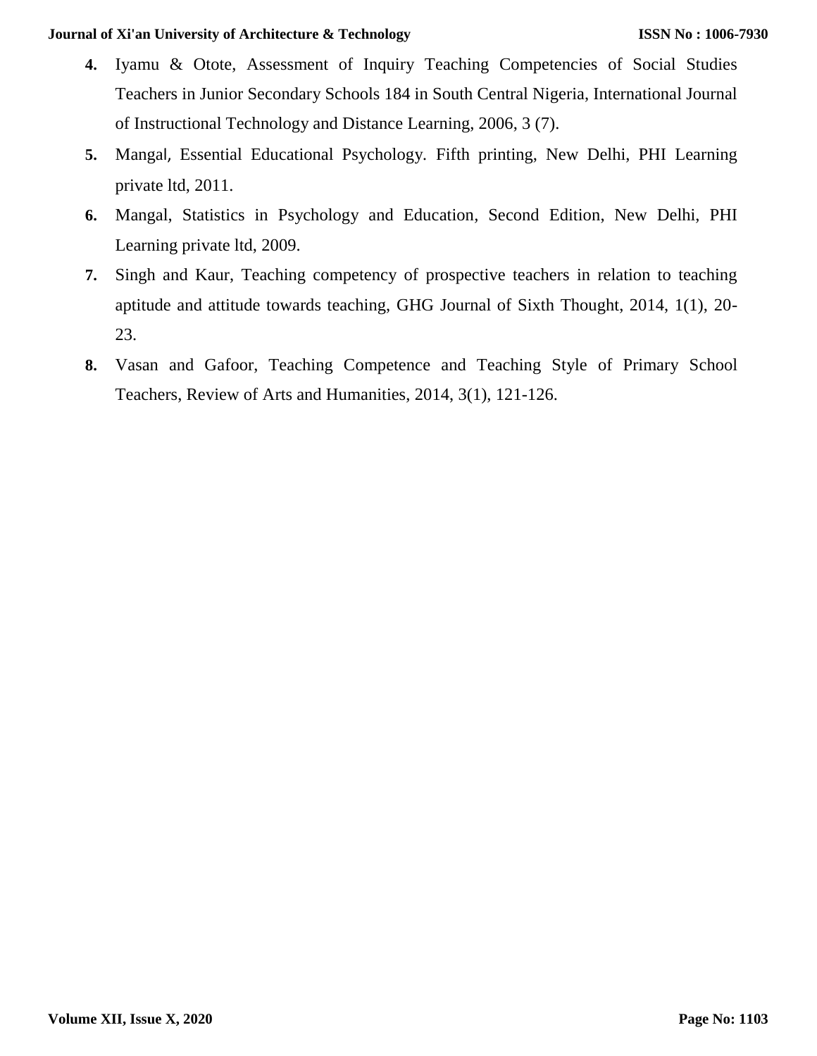4. Iyamu & Otote, Assessment of Inquiry Teaching Competencies of Social Studies Teachers in Junior Secondary Schools 184 in South Central Nigeria, International Journal of Instructional Technology and Distance Learning, 2006, 3 (7).
5. Mangal, Essential Educational Psychology. Fifth printing, New Delhi, PHI Learning private ltd, 2011.
6. Mangal, Statistics in Psychology and Education, Second Edition, New Delhi, PHI Learning private ltd, 2009.
7. Singh and Kaur, Teaching competency of prospective teachers in relation to teaching aptitude and attitude towards teaching, GHG Journal of Sixth Thought, 2014, 1(1), 20-23.
8. Vasan and Gafoor, Teaching Competence and Teaching Style of Primary School Teachers, Review of Arts and Humanities, 2014, 3(1), 121-126.